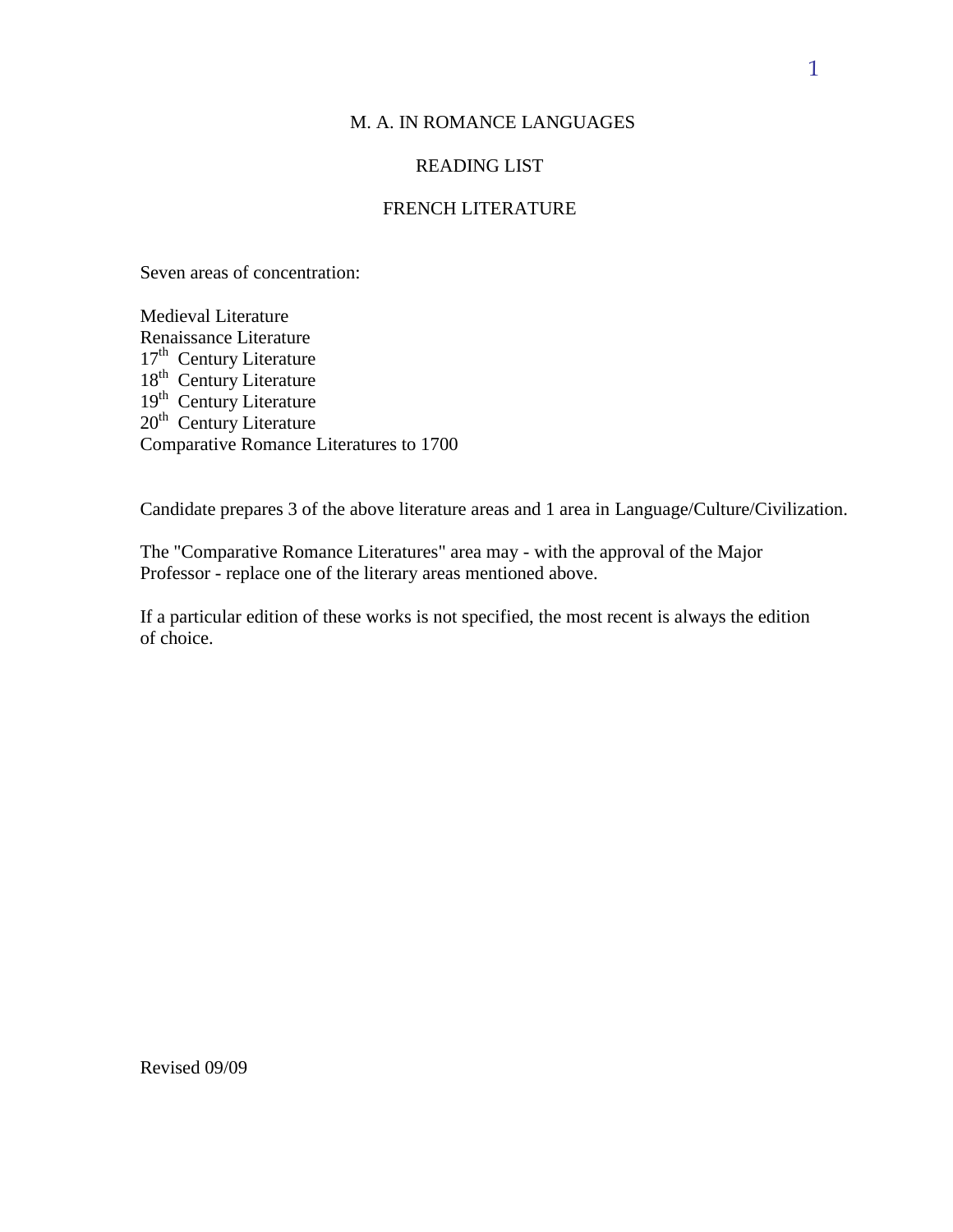# M. A. IN ROMANCE LANGUAGES

## READING LIST

## FRENCH LITERATURE

Seven areas of concentration:

Medieval Literature
Renaissance Literature
17th Century Literature
18th Century Literature
19th Century Literature
20th Century Literature
Comparative Romance Literatures to 1700

Candidate prepares 3 of the above literature areas and 1 area in Language/Culture/Civilization.

The "Comparative Romance Literatures" area may - with the approval of the Major Professor - replace one of the literary areas mentioned above.

If a particular edition of these works is not specified, the most recent is always the edition of choice.

Revised 09/09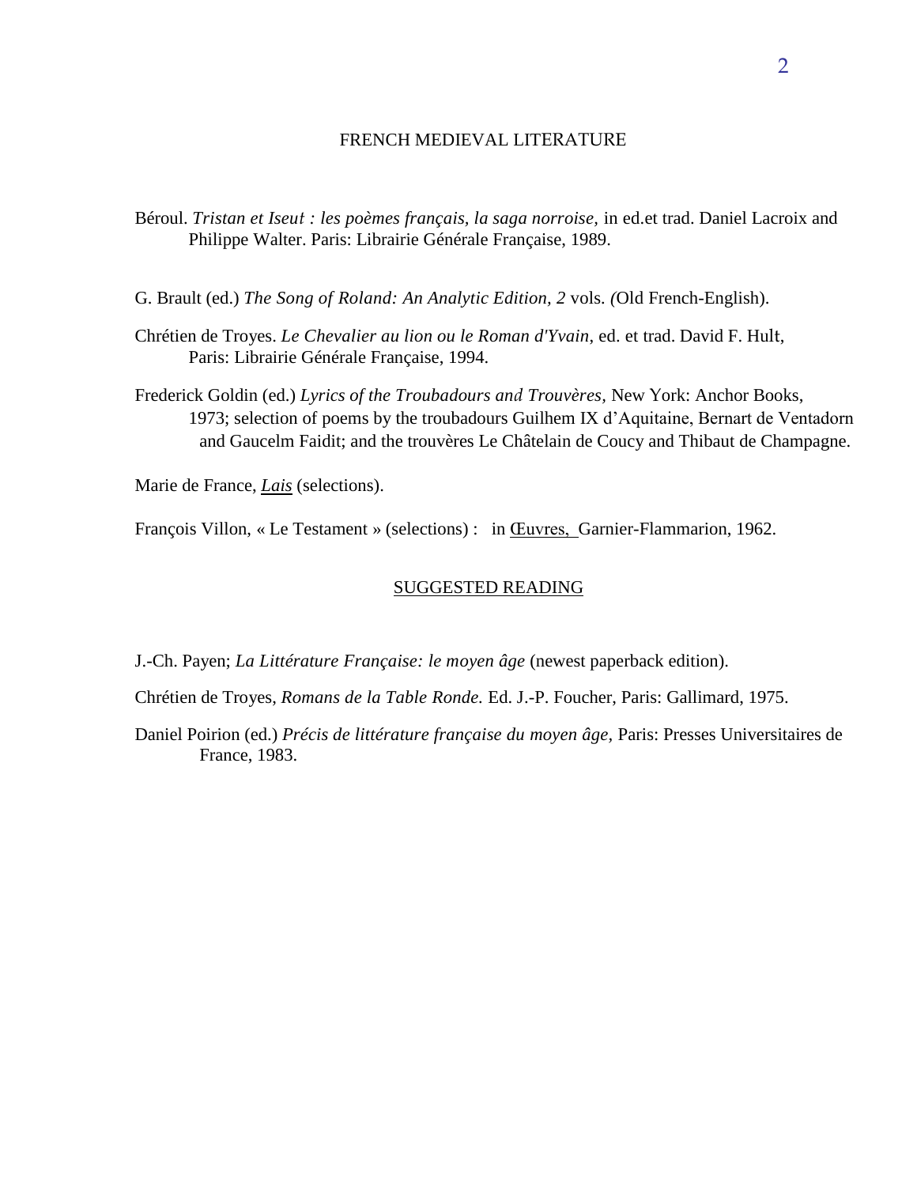## FRENCH MEDIEVAL LITERATURE

Béroul. *Tristan et Iseut : les poèmes français, la saga norroise,* in ed.et trad. Daniel Lacroix and Philippe Walter. Paris: Librairie Générale Française, 1989.

G. Brault (ed.) *The Song of Roland: An Analytic Edition, 2* vols. *(*Old French-English).

Chrétien de Troyes. *Le Chevalier au lion ou le Roman d'Yvain*, ed. et trad. David F. Hult, Paris: Librairie Générale Française, 1994.

Frederick Goldin (ed.) *Lyrics of the Troubadours and Trouvères,* New York: Anchor Books, 1973; selection of poems by the troubadours Guilhem IX d'Aquitaine, Bernart de Ventadorn and Gaucelm Faidit; and the trouvères Le Châtelain de Coucy and Thibaut de Champagne.

Marie de France, ***Lais*** (selections).

François Villon, « Le Testament » (selections) : in Œuvres, Garnier-Flammarion, 1962.

## SUGGESTED READING

J.-Ch. Payen; *La Littérature Française: le moyen âge* (newest paperback edition).

Chrétien de Troyes, *Romans de la Table Ronde.* Ed. J.-P. Foucher, Paris: Gallimard, 1975.

Daniel Poirion (ed.) *Précis de littérature française du moyen âge*, Paris: Presses Universitaires de France, 1983.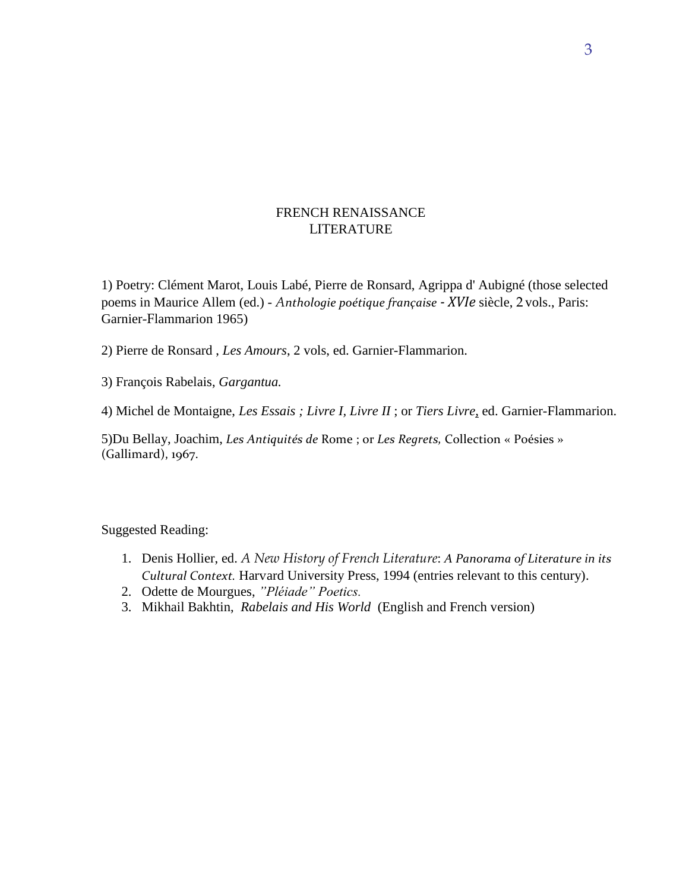# FRENCH RENAISSANCE LITERATURE

1) Poetry: Clément Marot, Louis Labé, Pierre de Ronsard, Agrippa d' Aubigné (those selected poems in Maurice Allem (ed.) - *Anthologie poétique française - XVIe* siècle, 2 vols., Paris: Garnier-Flammarion 1965)

2) Pierre de Ronsard , *Les Amours*, 2 vols, ed. Garnier-Flammarion.

3) François Rabelais, *Gargantua.*

4) Michel de Montaigne, *Les Essais ; Livre I, Livre II* ; or *Tiers Livre*, ed. Garnier-Flammarion.

5)Du Bellay, Joachim, *Les Antiquités de* Rome ; or *Les Regrets,* Collection « Poésies » (Gallimard), 1967.

Suggested Reading:

1. Denis Hollier, ed. *A New History of French Literature*: *A Panorama of Literature in its Cultural Context.* Harvard University Press, 1994 (entries relevant to this century).
2. Odette de Mourgues, *"Pléiade" Poetics.*
3. Mikhail Bakhtin, *Rabelais and His World* (English and French version)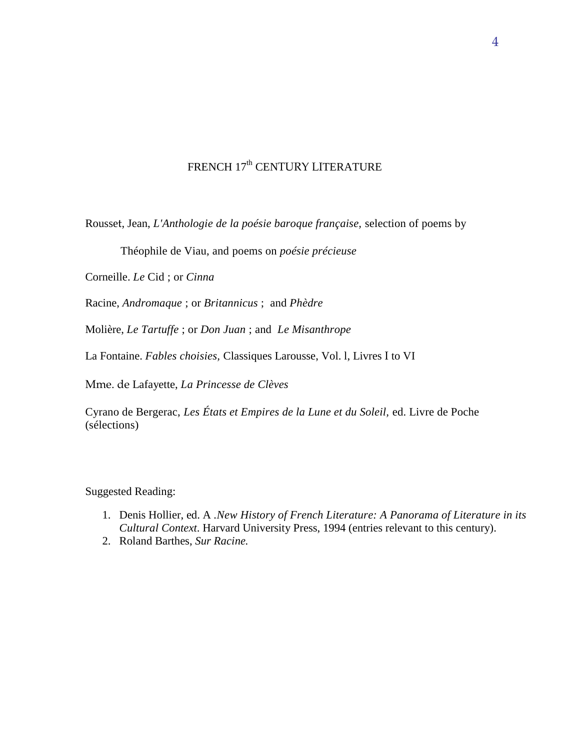## FRENCH 17th CENTURY LITERATURE

Rousset, Jean, *L'Anthologie de la poésie baroque française,* selection of poems by Théophile de Viau, and poems on *poésie précieuse*

Corneille. *Le* Cid ; or *Cinna*

Racine, *Andromaque* ; or *Britannicus* ; and *Phèdre*

Molière, *Le Tartuffe* ; or *Don Juan* ; and *Le Misanthrope*

La Fontaine. *Fables choisies,* Classiques Larousse, Vol. l, Livres I to VI

Mme. de Lafayette, *La Princesse de Clèves*

Cyrano de Bergerac, *Les États et Empires de la Lune et du Soleil,* ed. Livre de Poche (sélections)

Suggested Reading:

1. Denis Hollier, ed. A .*New History of French Literature: A Panorama of Literature in its Cultural Context.* Harvard University Press, 1994 (entries relevant to this century).
2. Roland Barthes, *Sur Racine.*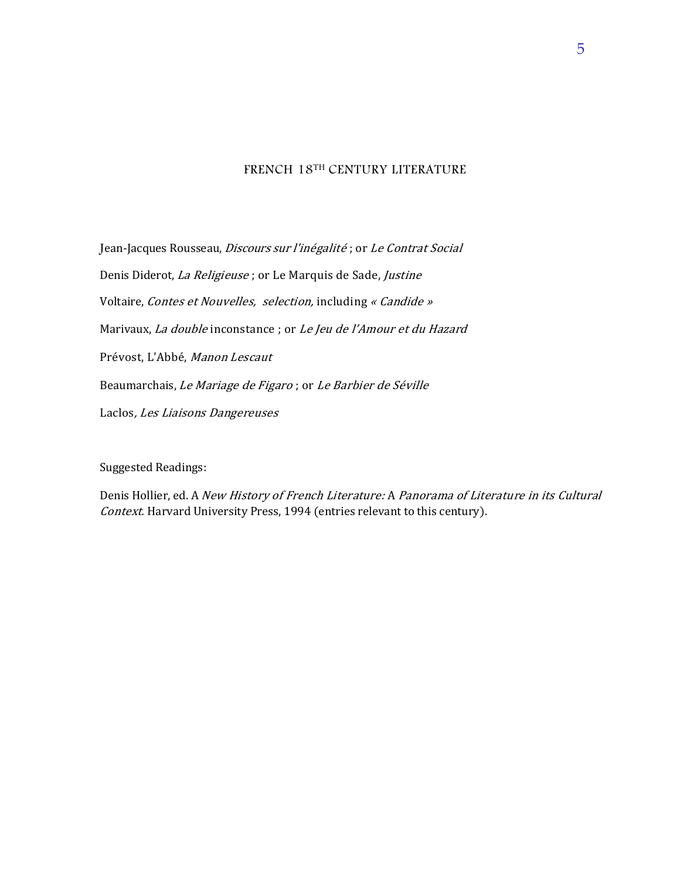## FRENCH 18TH CENTURY LITERATURE

Jean-Jacques Rousseau, *Discours sur l'inégalité* ; or *Le Contrat Social*

Denis Diderot, *La Religieuse* ; or Le Marquis de Sade, *Justine*

Voltaire, *Contes et Nouvelles, selection,* including *« Candide »*

Marivaux, *La double* inconstance ; or *Le Jeu de l'Amour et du Hazard*

Prévost, L'Abbé, *Manon Lescaut*

Beaumarchais, *Le Mariage de Figaro* ; or *Le Barbier de Séville*

Laclos*, Les Liaisons Dangereuses*

Suggested Readings:

Denis Hollier, ed. A *New History of French Literature:* A *Panorama of Literature in its Cultural Context.* Harvard University Press, 1994 (entries relevant to this century).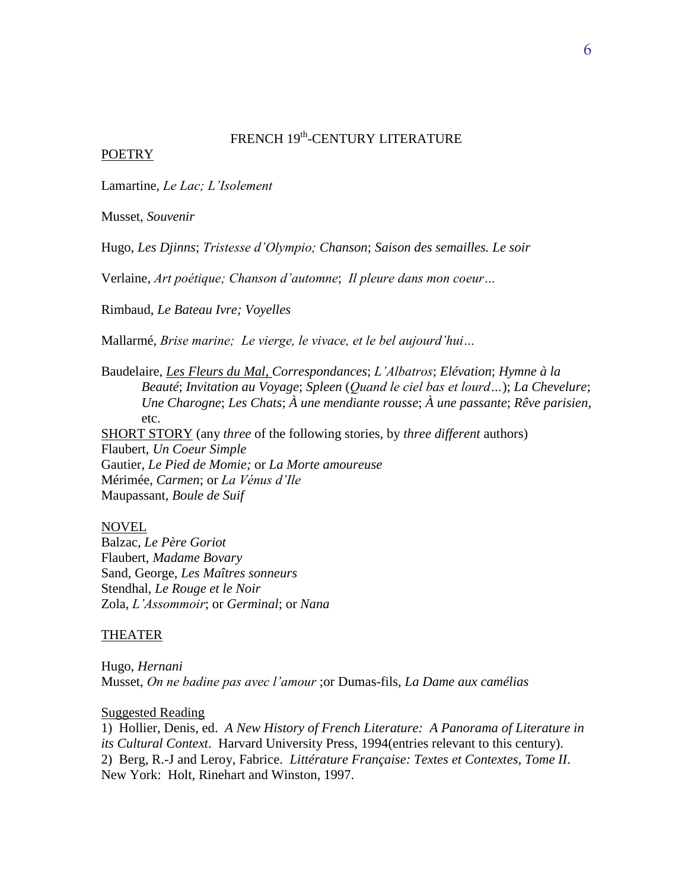## FRENCH 19th-CENTURY LITERATURE

POETRY

Lamartine, *Le Lac; L'Isolement*

Musset, *Souvenir*

Hugo, *Les Djinns*; *Tristesse d'Olympio; Chanson*; *Saison des semailles. Le soir*

Verlaine, *Art poétique; Chanson d'automne*; *Il pleure dans mon coeur…*

Rimbaud, *Le Bateau Ivre; Voyelles*

Mallarmé, *Brise marine; Le vierge, le vivace, et le bel aujourd'hui…*

Baudelaire, *Les Fleurs du Mal, Correspondances*; *L'Albatros*; *Elévation*; *Hymne à la Beauté*; *Invitation au Voyage*; *Spleen* (*Quand le ciel bas et lourd…*); *La Chevelure*; *Une Charogne*; *Les Chats*; *À une mendiante rousse*; *À une passante*; *Rêve parisien*, etc.

SHORT STORY (any *three* of the following stories, by *three different* authors)
Flaubert, *Un Coeur Simple*
Gautier, *Le Pied de Momie;* or *La Morte amoureuse*
Mérimée, *Carmen*; or *La Vénus d'Ile*
Maupassant, *Boule de Suif*

NOVEL
Balzac, *Le Père Goriot*
Flaubert, *Madame Bovary*
Sand, George, *Les Maîtres sonneurs*
Stendhal, *Le Rouge et le Noir*
Zola, *L'Assommoir*; or *Germinal*; or *Nana*

THEATER

Hugo, *Hernani*
Musset, *On ne badine pas avec l'amour* ;or Dumas-fils, *La Dame aux camélias*

Suggested Reading
1) Hollier, Denis, ed. *A New History of French Literature: A Panorama of Literature in its Cultural Context*. Harvard University Press, 1994(entries relevant to this century).
2) Berg, R.-J and Leroy, Fabrice. *Littérature Française: Textes et Contextes, Tome II*. New York: Holt, Rinehart and Winston, 1997.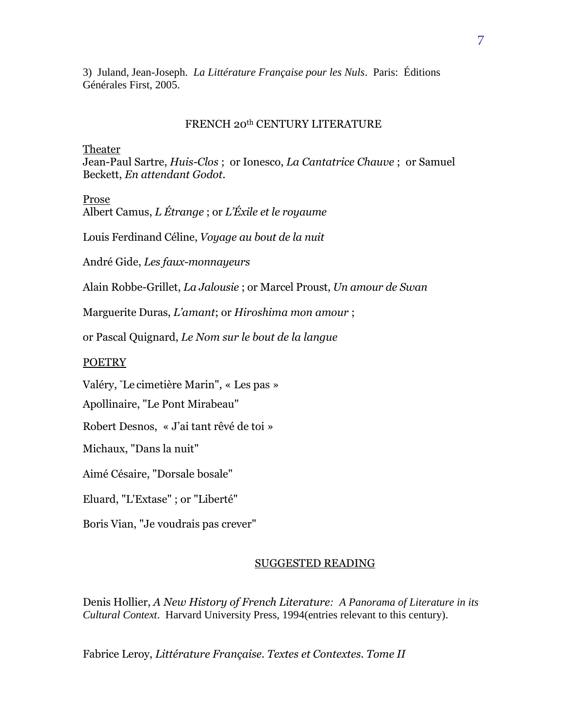3) Juland, Jean-Joseph. *La Littérature Française pour les Nuls*. Paris: Éditions Générales First, 2005.

## FRENCH 20th CENTURY LITERATURE

Theater

Jean-Paul Sartre, *Huis-Clos* ; or Ionesco, *La Cantatrice Chauve* ; or Samuel Beckett, *En attendant Godot*.

Prose

Albert Camus, *L Étrange* ; or *L'Éxile et le royaume*

Louis Ferdinand Céline, *Voyage au bout de la nuit*

André Gide, *Les faux-monnayeurs*

Alain Robbe-Grillet, *La Jalousie* ; or Marcel Proust, *Un amour de Swan*

Marguerite Duras, *L'amant*; or *Hiroshima mon amour* ;

or Pascal Quignard, *Le Nom sur le bout de la langue*

POETRY

Valéry, "Le cimetière Marin", « Les pas »

Apollinaire, "Le Pont Mirabeau"

Robert Desnos, « J'ai tant rêvé de toi »

Michaux, "Dans la nuit"

Aimé Césaire, "Dorsale bosale"

Eluard, "L'Extase" ; or "Liberté"

Boris Vian, "Je voudrais pas crever"

## SUGGESTED READING

Denis Hollier, *A New History of French Literature: A Panorama of Literature in its Cultural Context*. Harvard University Press, 1994(entries relevant to this century).

Fabrice Leroy, *Littérature Française. Textes et Contextes. Tome II*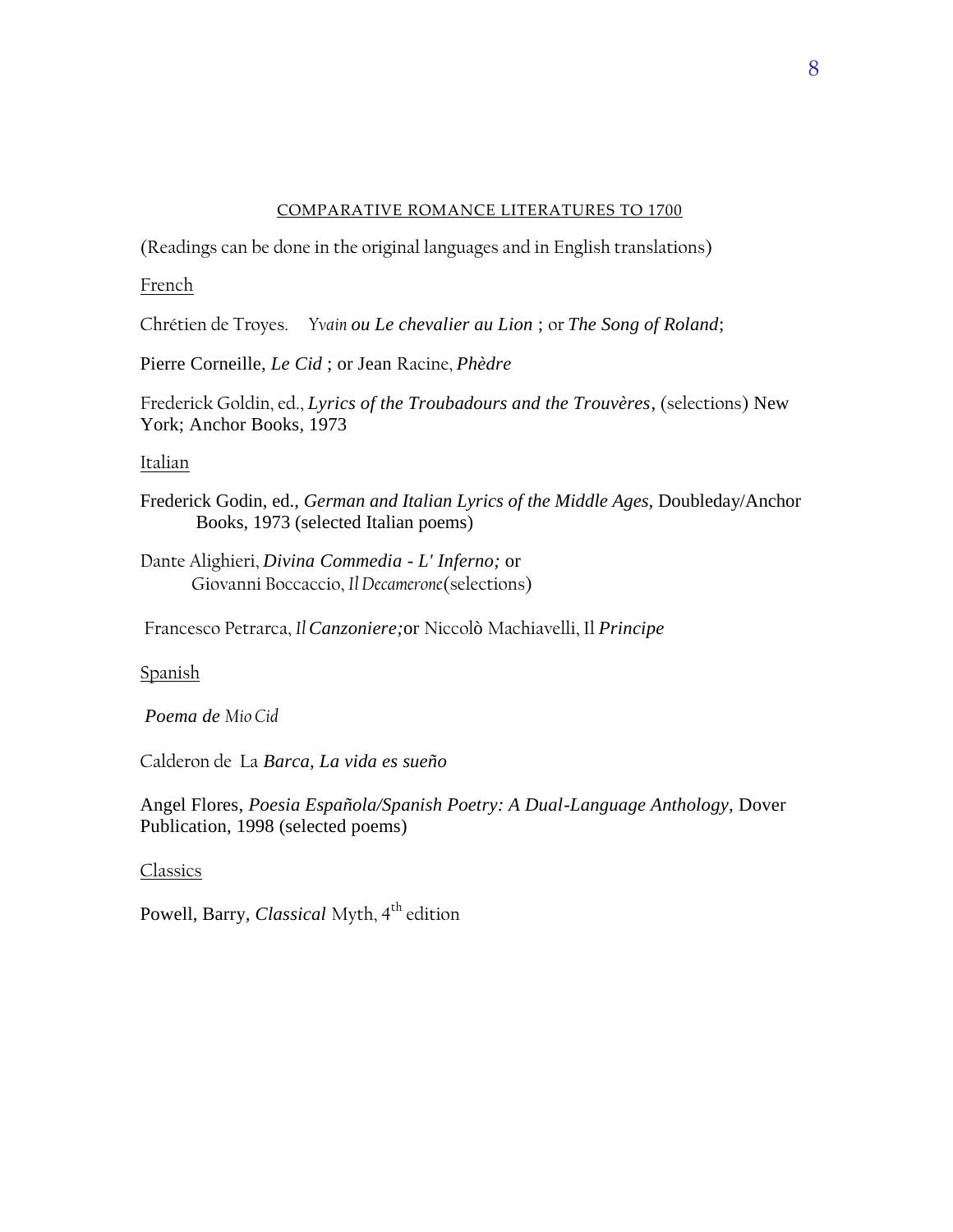## COMPARATIVE ROMANCE LITERATURES TO 1700

(Readings can be done in the original languages and in English translations)

French

Chrétien de Troyes. *Yvain ou Le chevalier au Lion* ; or *The Song of Roland*;

Pierre Corneille, *Le Cid* ; or Jean Racine, *Phèdre*

Frederick Goldin, ed., *Lyrics of the Troubadours and the Trouvères*, (selections) New York; Anchor Books, 1973

Italian

Frederick Godin, ed., *German and Italian Lyrics of the Middle Ages,* Doubleday/Anchor Books, 1973 (selected Italian poems)

Dante Alighieri, *Divina Commedia - L' Inferno;* or
Giovanni Boccaccio, *Il Decamerone* (selections)

Francesco Petrarca, *Il Canzoniere;* or Niccolò Machiavelli, Il *Principe*

Spanish

*Poema de Mio Cid*

Calderon de La *Barca, La vida es sueño*

Angel Flores, *Poesia Española/Spanish Poetry: A Dual-Language Anthology,* Dover Publication, 1998 (selected poems)

Classics

Powell, Barry, *Classical* Myth, 4th edition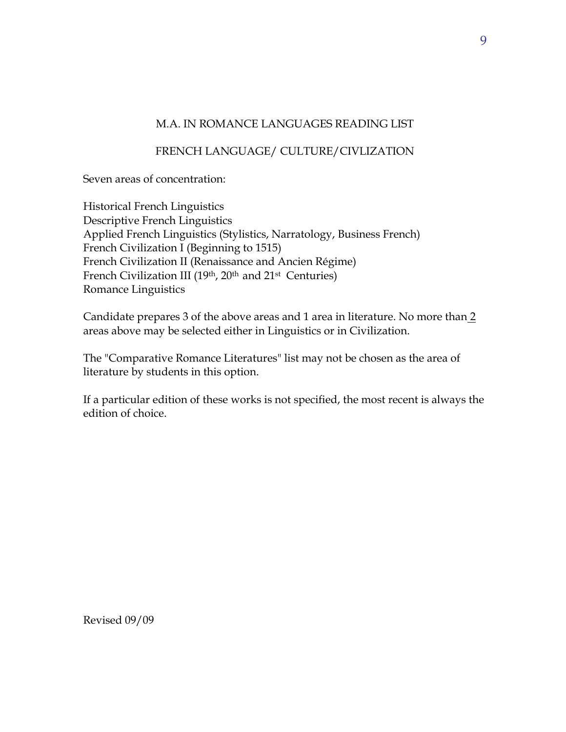## M.A. IN ROMANCE LANGUAGES READING LIST

## FRENCH LANGUAGE/ CULTURE/CIVLIZATION

Seven areas of concentration:

Historical French Linguistics
Descriptive French Linguistics
Applied French Linguistics (Stylistics, Narratology, Business French)
French Civilization I (Beginning to 1515)
French Civilization II (Renaissance and Ancien Régime)
French Civilization III (19th, 20th and 21st Centuries)
Romance Linguistics

Candidate prepares 3 of the above areas and 1 area in literature. No more than 2 areas above may be selected either in Linguistics or in Civilization.

The "Comparative Romance Literatures" list may not be chosen as the area of literature by students in this option.

If a particular edition of these works is not specified, the most recent is always the edition of choice.

Revised 09/09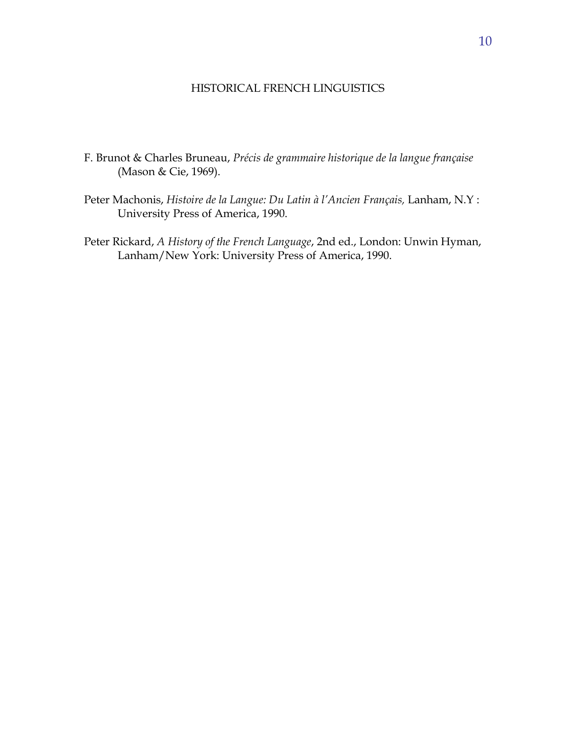## HISTORICAL FRENCH LINGUISTICS

F. Brunot & Charles Bruneau, *Précis de grammaire historique de la langue française* (Mason & Cie, 1969).

Peter Machonis, *Histoire de la Langue: Du Latin à l'Ancien Français,* Lanham, N.Y : University Press of America, 1990.

Peter Rickard, *A History of the French Language*, 2nd ed., London: Unwin Hyman, Lanham/New York: University Press of America, 1990.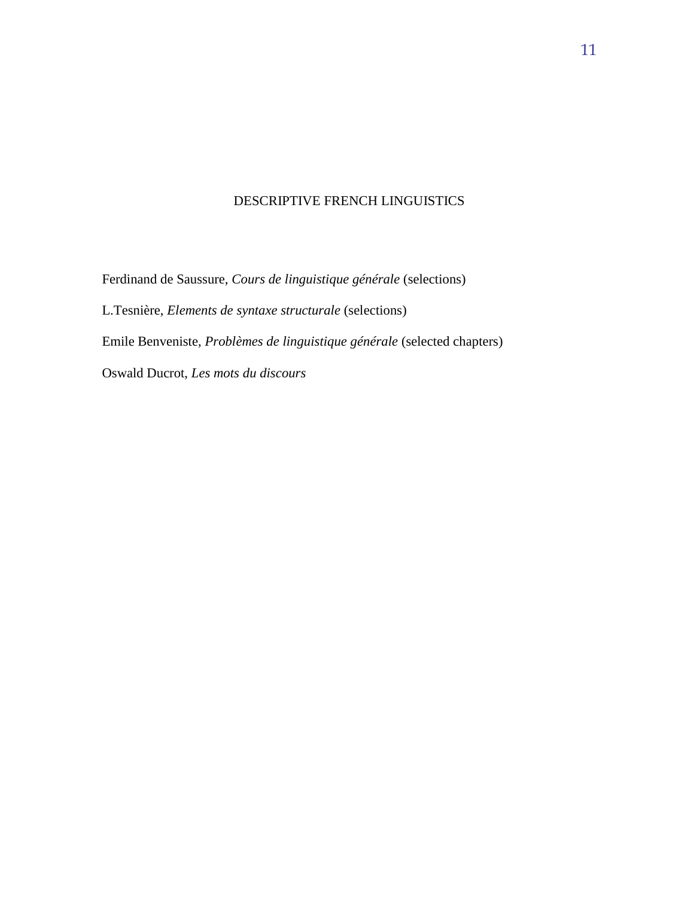# DESCRIPTIVE FRENCH LINGUISTICS

Ferdinand de Saussure, *Cours de linguistique générale* (selections)

L.Tesnière, *Elements de syntaxe structurale* (selections)

Emile Benveniste, *Problèmes de linguistique générale* (selected chapters)

Oswald Ducrot, *Les mots du discours*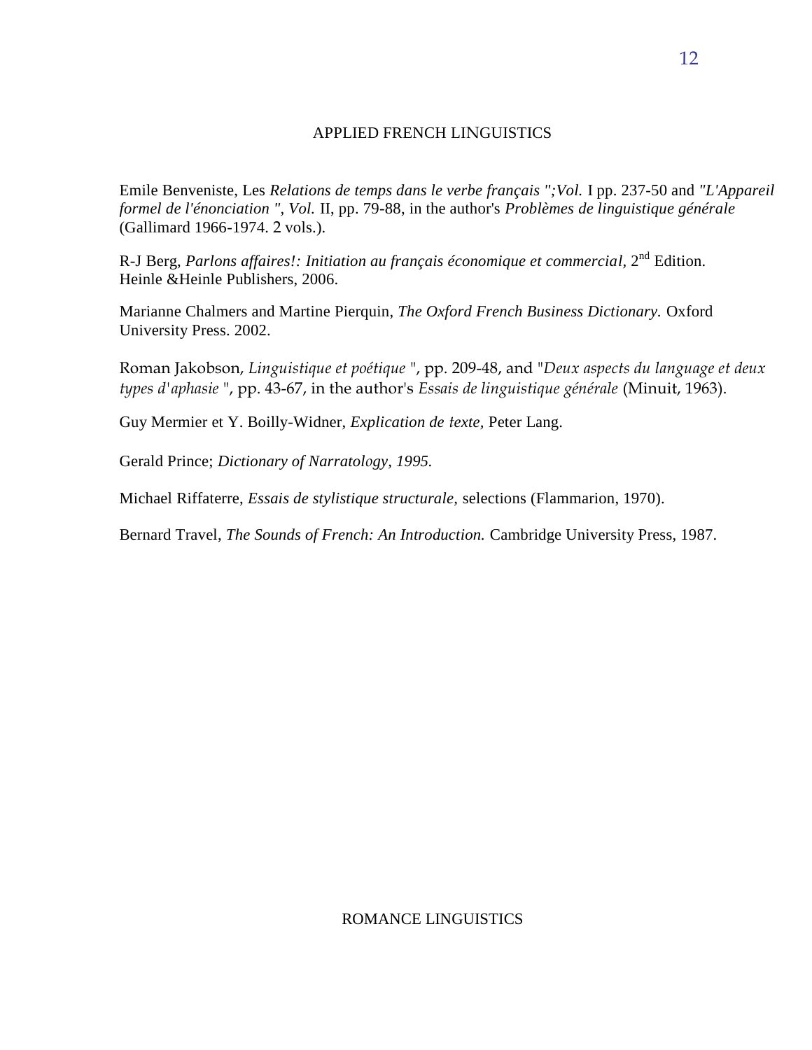## APPLIED FRENCH LINGUISTICS

Emile Benveniste, Les *Relations de temps dans le verbe français ";Vol.* I pp. 237-50 and *"L'Appareil formel de l'énonciation ", Vol.* II, pp. 79-88, in the author's *Problèmes de linguistique générale* (Gallimard 1966-1974. 2 vols.).

R-J Berg, *Parlons affaires!: Initiation au français économique et commercial*, 2nd Edition. Heinle &Heinle Publishers, 2006.

Marianne Chalmers and Martine Pierquin, *The Oxford French Business Dictionary.* Oxford University Press. 2002.

Roman Jakobson, *Linguistique et poétique* ", pp. 209-48, and "*Deux aspects du language et deux types d'aphasie* ", pp. 43-67, in the author's *Essais de linguistique générale* (Minuit, 1963).

Guy Mermier et Y. Boilly-Widner, *Explication de texte*, Peter Lang.

Gerald Prince; *Dictionary of Narratology, 1995.*

Michael Riffaterre, *Essais de stylistique structurale,* selections (Flammarion, 1970).

Bernard Travel, *The Sounds of French: An Introduction.* Cambridge University Press, 1987.

## ROMANCE LINGUISTICS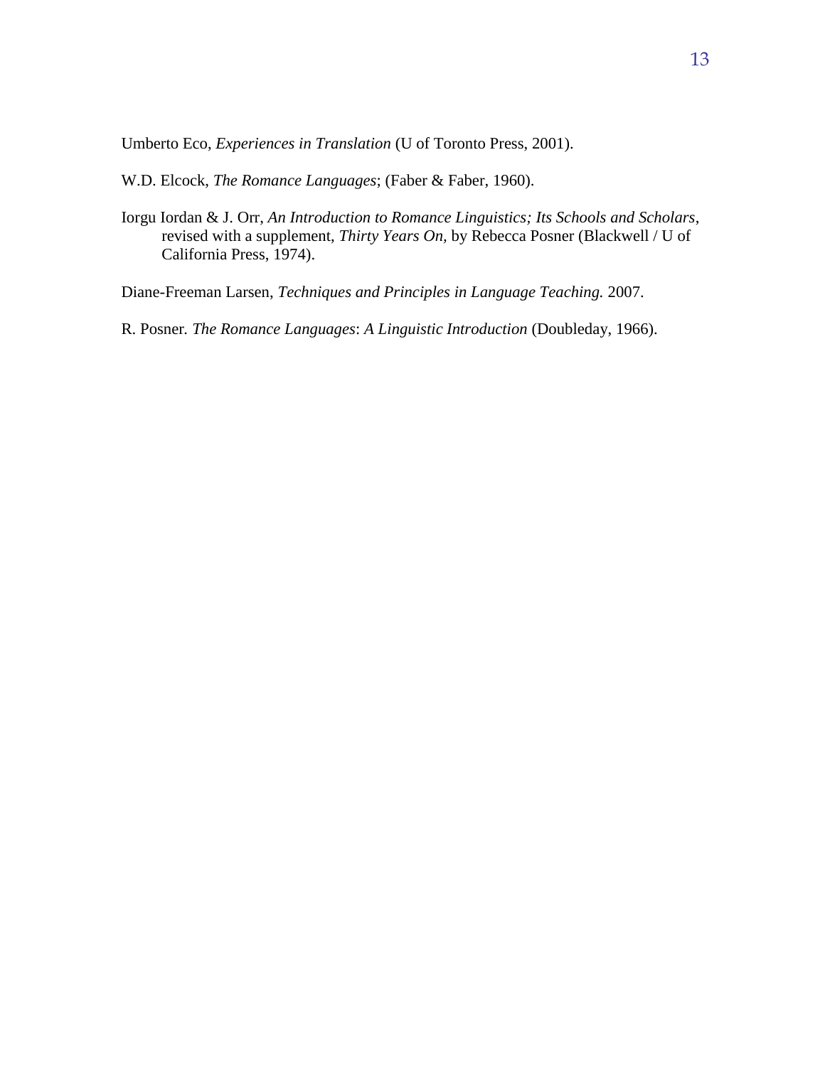Umberto Eco, *Experiences in Translation* (U of Toronto Press, 2001).

W.D. Elcock, *The Romance Languages*; (Faber & Faber, 1960).

Iorgu Iordan & J. Orr, *An Introduction to Romance Linguistics; Its Schools and Scholars*, revised with a supplement, *Thirty Years On,* by Rebecca Posner (Blackwell / U of California Press, 1974).

Diane-Freeman Larsen, *Techniques and Principles in Language Teaching.* 2007.

R. Posner. *The Romance Languages*: *A Linguistic Introduction* (Doubleday, 1966).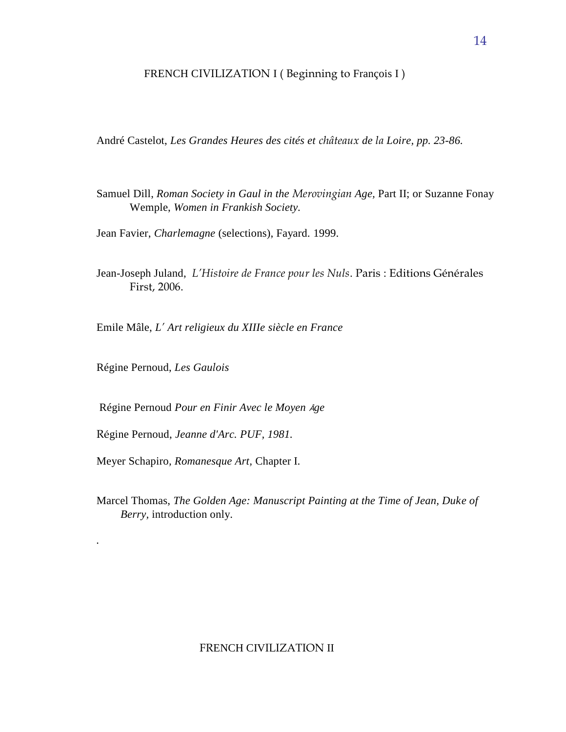## FRENCH CIVILIZATION I ( Beginning to François I )

André Castelot, *Les Grandes Heures des cités et châteaux de la Loire, pp. 23-86.*

Samuel Dill, *Roman Society in Gaul in the Merovingian Age*, Part II; or Suzanne Fonay Wemple, *Women in Frankish Society.*

Jean Favier, *Charlemagne* (selections), Fayard. 1999.

Jean-Joseph Juland, *L'Histoire de France pour les Nuls*. Paris : Editions Générales First, 2006.

Emile Mâle, *L' Art religieux du XIIIe siècle en France*

Régine Pernoud, *Les Gaulois*

Régine Pernoud *Pour en Finir Avec le Moyen Âge*

Régine Pernoud, *Jeanne d'Arc. PUF, 1981.*

Meyer Schapiro, *Romanesque Art*, Chapter I.

Marcel Thomas, *The Golden Age: Manuscript Painting at the Time of Jean, Duke of Berry*, introduction only.

.

## FRENCH CIVILIZATION II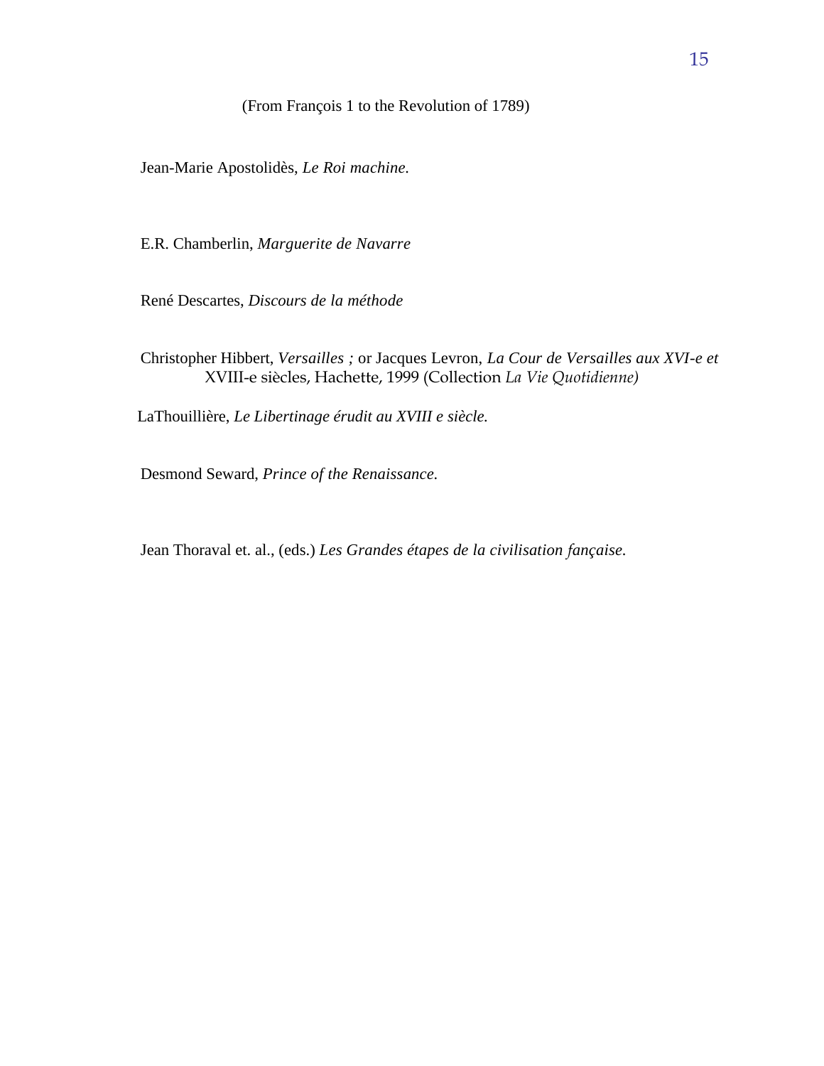(From François 1 to the Revolution of 1789)

Jean-Marie Apostolidès, *Le Roi machine.*

E.R. Chamberlin, *Marguerite de Navarre*

René Descartes, *Discours de la méthode*

Christopher Hibbert, *Versailles ;* or Jacques Levron, *La Cour de Versailles aux XVI-e et* XVIII-e siècles, Hachette, 1999 (Collection *La Vie Quotidienne)*

LaThouillière, *Le Libertinage érudit au XVIII e siècle.*

Desmond Seward, *Prince of the Renaissance.*

Jean Thoraval et. al., (eds.) *Les Grandes étapes de la civilisation fançaise.*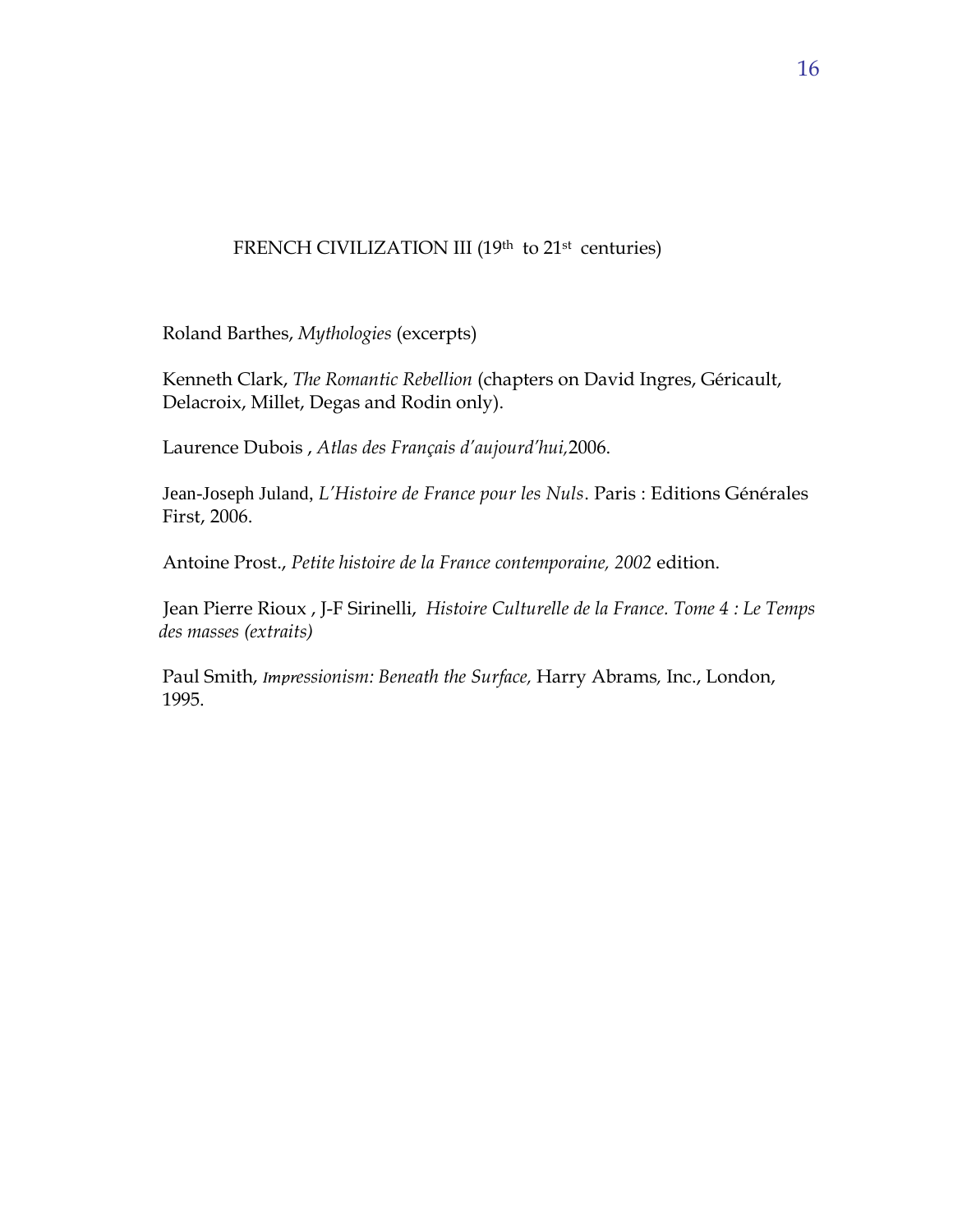## FRENCH CIVILIZATION III (19th to 21st centuries)

Roland Barthes, *Mythologies* (excerpts)

Kenneth Clark, *The Romantic Rebellion* (chapters on David Ingres, Géricault, Delacroix, Millet, Degas and Rodin only).

Laurence Dubois , *Atlas des Français d'aujourd'hui,*2006.

Jean-Joseph Juland, *L'Histoire de France pour les Nuls*. Paris : Editions Générales First, 2006.

Antoine Prost., *Petite histoire de la France contemporaine, 2002* edition.

Jean Pierre Rioux , J-F Sirinelli, *Histoire Culturelle de la France. Tome 4 : Le Temps des masses (extraits)*

Paul Smith, *Impressionism: Beneath the Surface,* Harry Abrams, Inc., London, 1995.